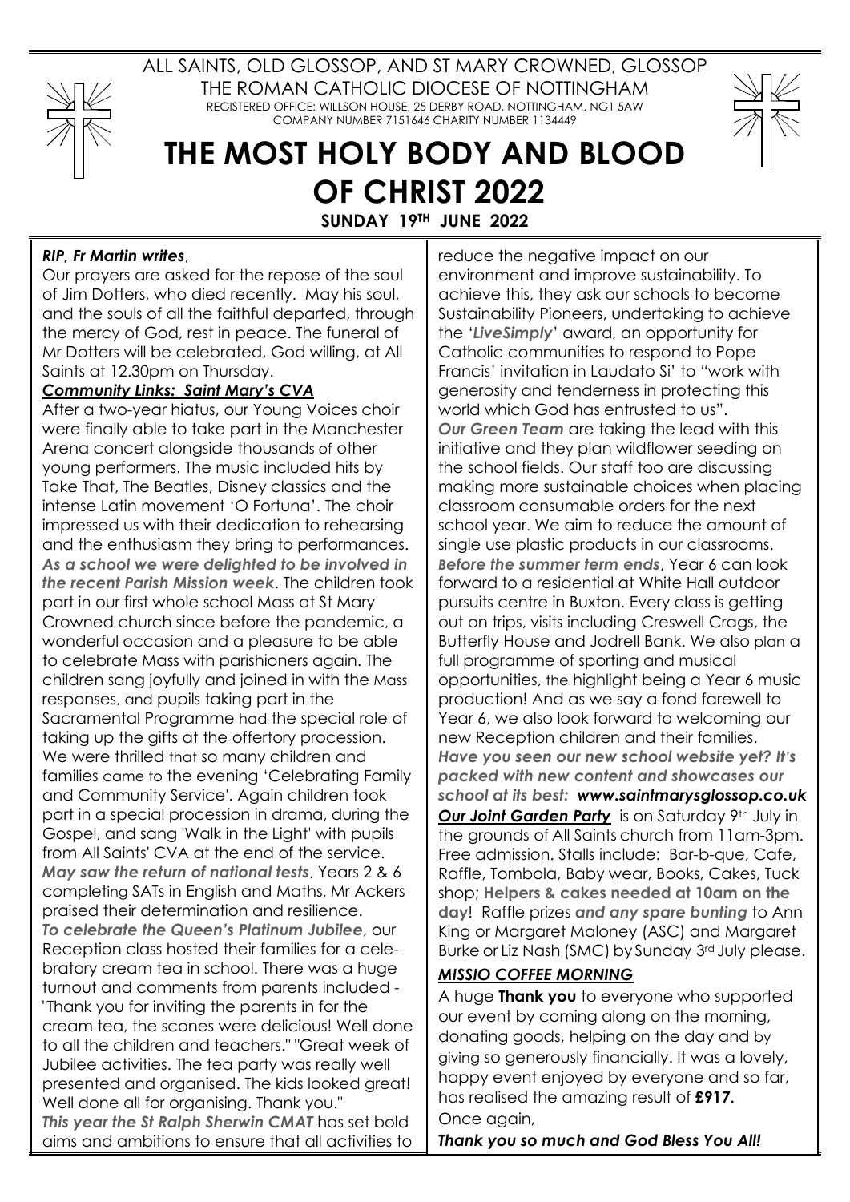ALL SAINTS, OLD GLOSSOP, AND ST MARY CROWNED, GLOSSOP

THE ROMAN CATHOLIC DIOCESE OF NOTTINGHAM

REGISTERED OFFICE: WILLSON HOUSE, 25 DERBY ROAD, NOTTINGHAM. NG1 5AW

COMPANY NUMBER 7151646 CHARITY NUMBER 1134449

# THE MOST HOLY BODY AND BLOOD OF CHRIST 2022

**SUNDAY 19TH JUNE 2022**

***RIP, Fr Martin writes***,

Our prayers are asked for the repose of the soul of Jim Dotters, who died recently. May his soul, and the souls of all the faithful departed, through the mercy of God, rest in peace. The funeral of Mr Dotters will be celebrated, God willing, at All Saints at 12.30pm on Thursday.

***Community Links: Saint Mary's CVA***

After a two-year hiatus, our Young Voices choir were finally able to take part in the Manchester Arena concert alongside thousands of other young performers. The music included hits by Take That, The Beatles, Disney classics and the intense Latin movement 'O Fortuna'. The choir impressed us with their dedication to rehearsing and the enthusiasm they bring to performances. ***As a school we were delighted to be involved in the recent Parish Mission week***. The children took part in our first whole school Mass at St Mary Crowned church since before the pandemic, a wonderful occasion and a pleasure to be able to celebrate Mass with parishioners again. The children sang joyfully and joined in with the Mass responses, and pupils taking part in the Sacramental Programme had the special role of taking up the gifts at the offertory procession. We were thrilled that so many children and families came to the evening 'Celebrating Family and Community Service'. Again children took part in a special procession in drama, during the Gospel, and sang 'Walk in the Light' with pupils from All Saints' CVA at the end of the service. ***May saw the return of national tests***, Years 2 & 6 completing SATs in English and Maths, Mr Ackers praised their determination and resilience. ***To celebrate the Queen's Platinum Jubilee***, our Reception class hosted their families for a celebratory cream tea in school. There was a huge turnout and comments from parents included - "Thank you for inviting the parents in for the cream tea, the scones were delicious! Well done to all the children and teachers." "Great week of Jubilee activities. The tea party was really well presented and organised. The kids looked great! Well done all for organising. Thank you." ***This year the St Ralph Sherwin CMAT*** has set bold aims and ambitions to ensure that all activities to reduce the negative impact on our environment and improve sustainability. To achieve this, they ask our schools to become Sustainability Pioneers, undertaking to achieve the '***LiveSimply***' award, an opportunity for Catholic communities to respond to Pope Francis' invitation in Laudato Si' to "work with generosity and tenderness in protecting this world which God has entrusted to us". ***Our Green Team*** are taking the lead with this initiative and they plan wildflower seeding on the school fields. Our staff too are discussing making more sustainable choices when placing classroom consumable orders for the next school year. We aim to reduce the amount of single use plastic products in our classrooms. ***Before the summer term ends***, Year 6 can look forward to a residential at White Hall outdoor pursuits centre in Buxton. Every class is getting out on trips, visits including Creswell Crags, the Butterfly House and Jodrell Bank. We also plan a full programme of sporting and musical opportunities, the highlight being a Year 6 music production! And as we say a fond farewell to Year 6, we also look forward to welcoming our new Reception children and their families. ***Have you seen our new school website yet? It's packed with new content and showcases our school at its best: www.saintmarysglossop.co.uk***

***Our Joint Garden Party*** is on Saturday 9th July in the grounds of All Saints church from 11am-3pm. Free admission. Stalls include: Bar-b-que, Cafe, Raffle, Tombola, Baby wear, Books, Cakes, Tuck shop; **Helpers & cakes needed at 10am on the day**! Raffle prizes ***and any spare bunting*** to Ann King or Margaret Maloney (ASC) and Margaret Burke or Liz Nash (SMC) by Sunday 3rd July please.

***MISSIO COFFEE MORNING***

A huge **Thank you** to everyone who supported our event by coming along on the morning, donating goods, helping on the day and by giving so generously financially. It was a lovely, happy event enjoyed by everyone and so far, has realised the amazing result of **£917.** Once again,

***Thank you so much and God Bless You All!***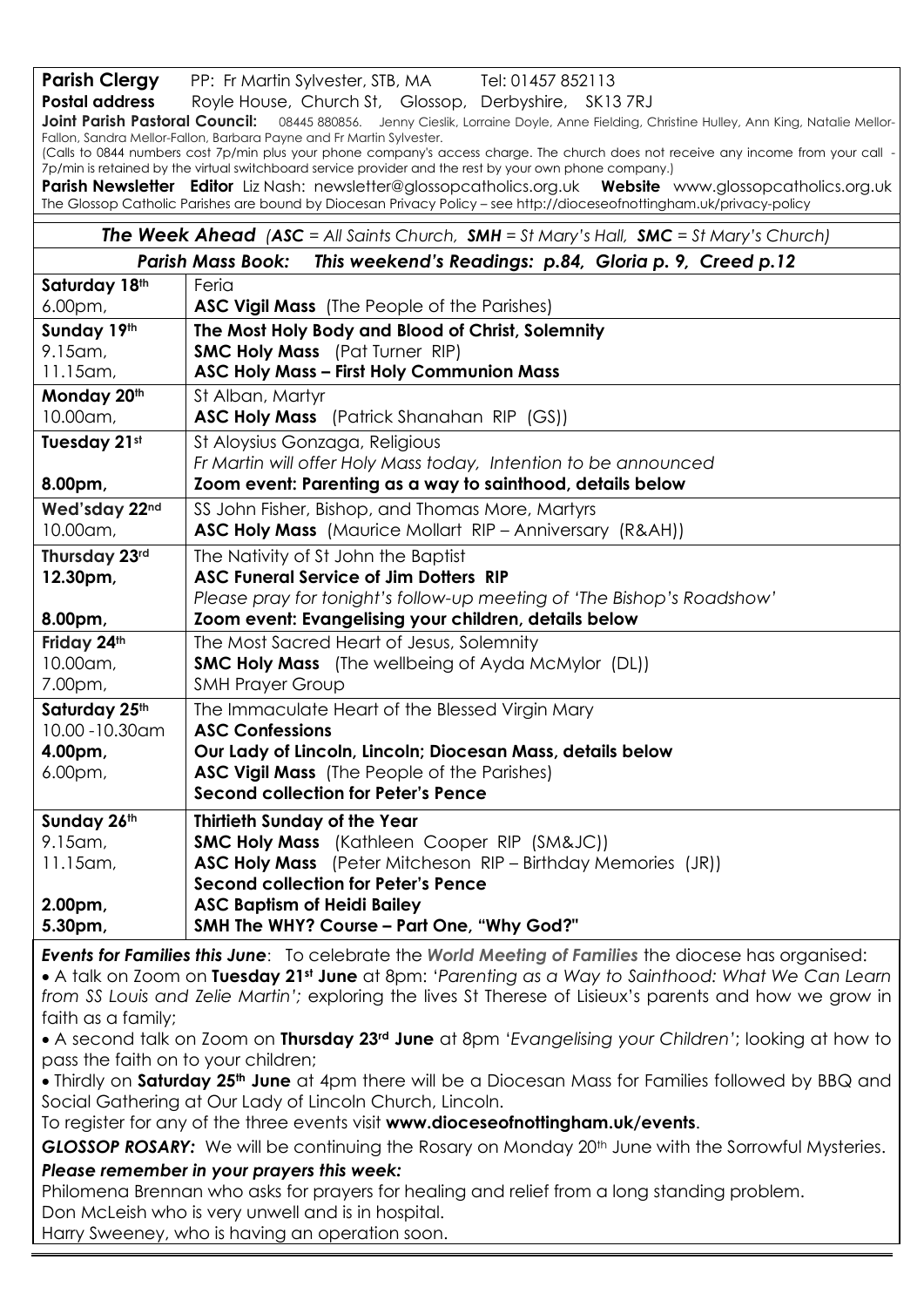**Parish Clergy** PP: Fr Martin Sylvester, STB, MA Tel: 01457 852113
**Postal address** Royle House, Church St, Glossop, Derbyshire, SK13 7RJ
**Joint Parish Pastoral Council:** 08445 880856. Jenny Cieslik, Lorraine Doyle, Anne Fielding, Christine Hulley, Ann King, Natalie Mellor-Fallon, Sandra Mellor-Fallon, Barbara Payne and Fr Martin Sylvester.
(Calls to 0844 numbers cost 7p/min plus your phone company's access charge. The church does not receive any income from your call - 7p/min is retained by the virtual switchboard service provider and the rest by your own phone company.)
**Parish Newsletter Editor** Liz Nash: newsletter@glossopcatholics.org.uk **Website** www.glossopcatholics.org.uk
The Glossop Catholic Parishes are bound by Diocesan Privacy Policy – see http://dioceseofnottingham.uk/privacy-policy

***The Week Ahead** (**ASC** = All Saints Church, **SMH** = St Mary's Hall, **SMC** = St Mary's Church)*

***Parish Mass Book:** This weekend's Readings: p.84, Gloria p. 9, Creed p.12*

| | |
|---|---|
| **Saturday 18th**<br>6.00pm, | Feria<br>**ASC Vigil Mass** (The People of the Parishes) |
| **Sunday 19th**<br>9.15am,<br>11.15am, | **The Most Holy Body and Blood of Christ, Solemnity**<br>**SMC Holy Mass** (Pat Turner RIP)<br>**ASC Holy Mass – First Holy Communion Mass** |
| **Monday 20th**<br>10.00am, | St Alban, Martyr<br>**ASC Holy Mass** (Patrick Shanahan RIP (GS)) |
| **Tuesday 21st**<br><br>**8.00pm,** | St Aloysius Gonzaga, Religious<br>*Fr Martin will offer Holy Mass today, Intention to be announced*<br>**Zoom event: Parenting as a way to sainthood, details below** |
| **Wed'sday 22nd**<br>10.00am, | SS John Fisher, Bishop, and Thomas More, Martyrs<br>**ASC Holy Mass** (Maurice Mollart RIP – Anniversary (R&AH)) |
| **Thursday 23rd**<br>**12.30pm,**<br><br>**8.00pm,** | The Nativity of St John the Baptist<br>**ASC Funeral Service of Jim Dotters RIP**<br>*Please pray for tonight's follow-up meeting of 'The Bishop's Roadshow'*<br>**Zoom event: Evangelising your children, details below** |
| **Friday 24th**<br>10.00am,<br>7.00pm, | The Most Sacred Heart of Jesus, Solemnity<br>**SMC Holy Mass** (The wellbeing of Ayda McMylor (DL))<br>SMH Prayer Group |
| **Saturday 25th**<br>10.00 -10.30am<br>**4.00pm,**<br>6.00pm, | The Immaculate Heart of the Blessed Virgin Mary<br>**ASC Confessions**<br>**Our Lady of Lincoln, Lincoln; Diocesan Mass, details below**<br>**ASC Vigil Mass** (The People of the Parishes)<br>**Second collection for Peter's Pence** |
| **Sunday 26th**<br>9.15am,<br>11.15am,<br><br>**2.00pm,**<br>**5.30pm,** | **Thirtieth Sunday of the Year**<br>**SMC Holy Mass** (Kathleen Cooper RIP (SM&JC))<br>**ASC Holy Mass** (Peter Mitcheson RIP – Birthday Memories (JR))<br>**Second collection for Peter's Pence**<br>**ASC Baptism of Heidi Bailey**<br>**SMH The WHY? Course – Part One, "Why God?"** |

***Events for Families this June***: To celebrate the ***World Meeting of Families*** the diocese has organised:

- A talk on Zoom on **Tuesday 21st June** at 8pm: '*Parenting as a Way to Sainthood: What We Can Learn from SS Louis and Zelie Martin';* exploring the lives St Therese of Lisieux's parents and how we grow in faith as a family;
- A second talk on Zoom on **Thursday 23rd June** at 8pm '*Evangelising your Children'*; looking at how to pass the faith on to your children;
- Thirdly on **Saturday 25th June** at 4pm there will be a Diocesan Mass for Families followed by BBQ and Social Gathering at Our Lady of Lincoln Church, Lincoln.

To register for any of the three events visit **www.dioceseofnottingham.uk/events**.

***GLOSSOP ROSARY:*** We will be continuing the Rosary on Monday 20th June with the Sorrowful Mysteries.

***Please remember in your prayers this week:***

Philomena Brennan who asks for prayers for healing and relief from a long standing problem.
Don McLeish who is very unwell and is in hospital.
Harry Sweeney, who is having an operation soon.